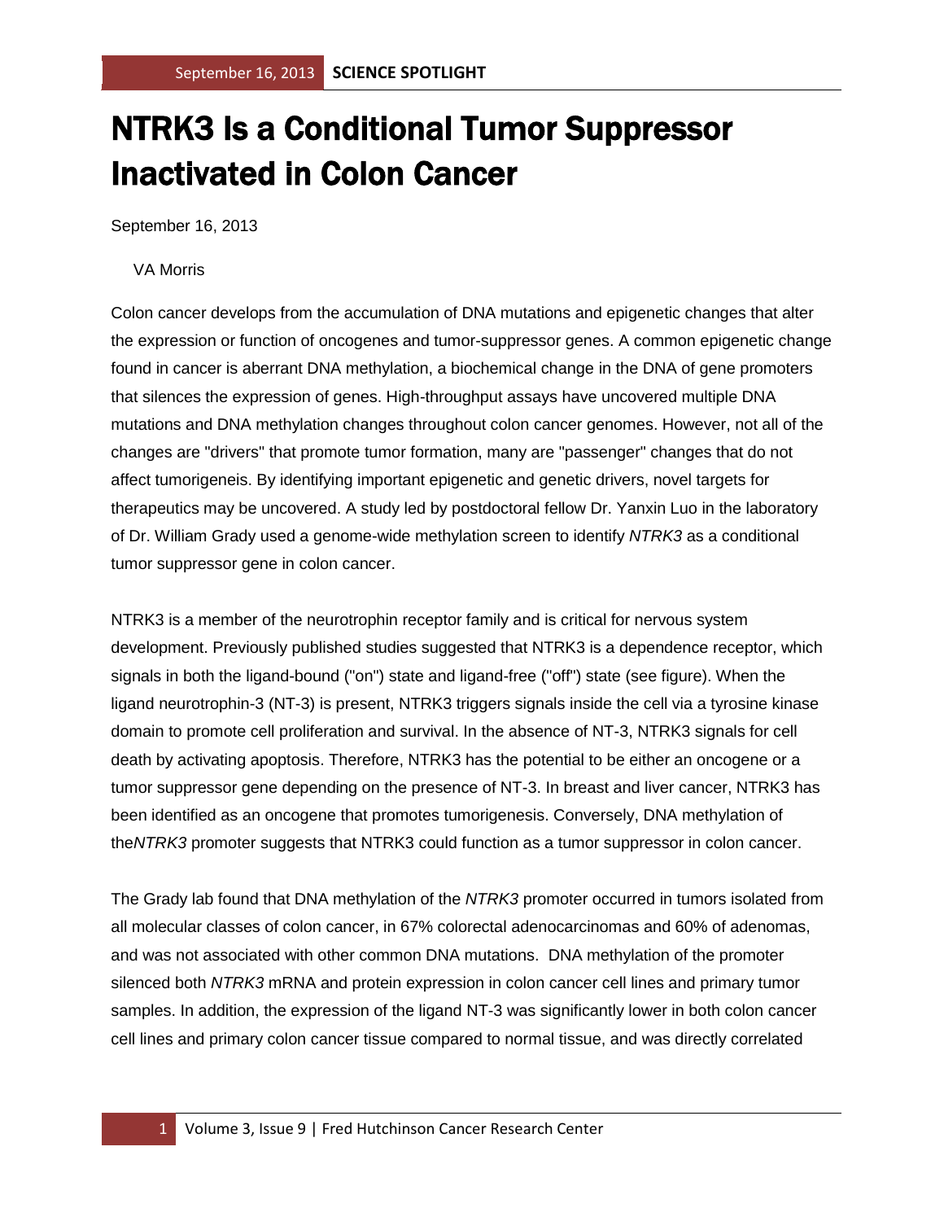# NTRK3 Is a Conditional Tumor Suppressor Inactivated in Colon Cancer

September 16, 2013

VA Morris

Colon cancer develops from the accumulation of DNA mutations and epigenetic changes that alter the expression or function of oncogenes and tumor-suppressor genes. A common epigenetic change found in cancer is aberrant DNA methylation, a biochemical change in the DNA of gene promoters that silences the expression of genes. High-throughput assays have uncovered multiple DNA mutations and DNA methylation changes throughout colon cancer genomes. However, not all of the changes are "drivers" that promote tumor formation, many are "passenger" changes that do not affect tumorigeneis. By identifying important epigenetic and genetic drivers, novel targets for therapeutics may be uncovered. A study led by postdoctoral fellow Dr. Yanxin Luo in the laboratory of Dr. William Grady used a genome-wide methylation screen to identify *NTRK3* as a conditional tumor suppressor gene in colon cancer.

NTRK3 is a member of the neurotrophin receptor family and is critical for nervous system development. Previously published studies suggested that NTRK3 is a dependence receptor, which signals in both the ligand-bound ("on") state and ligand-free ("off") state (see figure). When the ligand neurotrophin-3 (NT-3) is present, NTRK3 triggers signals inside the cell via a tyrosine kinase domain to promote cell proliferation and survival. In the absence of NT-3, NTRK3 signals for cell death by activating apoptosis. Therefore, NTRK3 has the potential to be either an oncogene or a tumor suppressor gene depending on the presence of NT-3. In breast and liver cancer, NTRK3 has been identified as an oncogene that promotes tumorigenesis. Conversely, DNA methylation of the*NTRK3* promoter suggests that NTRK3 could function as a tumor suppressor in colon cancer.

The Grady lab found that DNA methylation of the *NTRK3* promoter occurred in tumors isolated from all molecular classes of colon cancer, in 67% colorectal adenocarcinomas and 60% of adenomas, and was not associated with other common DNA mutations. DNA methylation of the promoter silenced both *NTRK3* mRNA and protein expression in colon cancer cell lines and primary tumor samples. In addition, the expression of the ligand NT-3 was significantly lower in both colon cancer cell lines and primary colon cancer tissue compared to normal tissue, and was directly correlated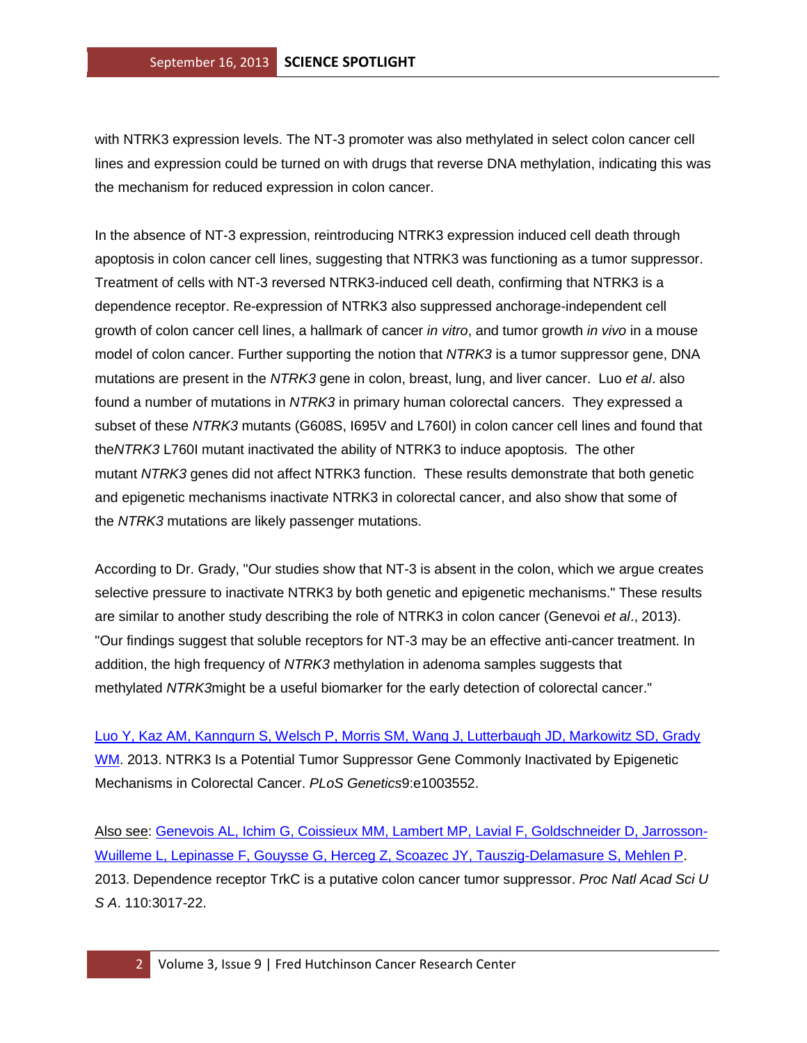with NTRK3 expression levels. The NT-3 promoter was also methylated in select colon cancer cell lines and expression could be turned on with drugs that reverse DNA methylation, indicating this was the mechanism for reduced expression in colon cancer.

In the absence of NT-3 expression, reintroducing NTRK3 expression induced cell death through apoptosis in colon cancer cell lines, suggesting that NTRK3 was functioning as a tumor suppressor. Treatment of cells with NT-3 reversed NTRK3-induced cell death, confirming that NTRK3 is a dependence receptor. Re-expression of NTRK3 also suppressed anchorage-independent cell growth of colon cancer cell lines, a hallmark of cancer *in vitro*, and tumor growth *in vivo* in a mouse model of colon cancer. Further supporting the notion that *NTRK3* is a tumor suppressor gene, DNA mutations are present in the *NTRK3* gene in colon, breast, lung, and liver cancer. Luo *et al*. also found a number of mutations in *NTRK3* in primary human colorectal cancers. They expressed a subset of these *NTRK3* mutants (G608S, I695V and L760I) in colon cancer cell lines and found that the*NTRK3* L760I mutant inactivated the ability of NTRK3 to induce apoptosis. The other mutant *NTRK3* genes did not affect NTRK3 function. These results demonstrate that both genetic and epigenetic mechanisms inactivate NTRK3 in colorectal cancer, and also show that some of the *NTRK3* mutations are likely passenger mutations.

According to Dr. Grady, "Our studies show that NT-3 is absent in the colon, which we argue creates selective pressure to inactivate NTRK3 by both genetic and epigenetic mechanisms." These results are similar to another study describing the role of NTRK3 in colon cancer (Genevoi *et al*., 2013). "Our findings suggest that soluble receptors for NT-3 may be an effective anti-cancer treatment. In addition, the high frequency of *NTRK3* methylation in adenoma samples suggests that methylated *NTRK3*might be a useful biomarker for the early detection of colorectal cancer."

Luo Y, Kaz AM, Kanngurn S, Welsch P, Morris SM, Wang J, Lutterbaugh JD, Markowitz SD, Grady WM. 2013. NTRK3 Is a Potential Tumor Suppressor Gene Commonly Inactivated by Epigenetic Mechanisms in Colorectal Cancer. *PLoS Genetics*9:e1003552.

Also see: Genevois AL, Ichim G, Coissieux MM, Lambert MP, Lavial F, Goldschneider D, Jarrosson-Wuilleme L, Lepinasse F, Gouysse G, Herceg Z, Scoazec JY, Tauszig-Delamasure S, Mehlen P. 2013. Dependence receptor TrkC is a putative colon cancer tumor suppressor. *Proc Natl Acad Sci U S A*. 110:3017-22.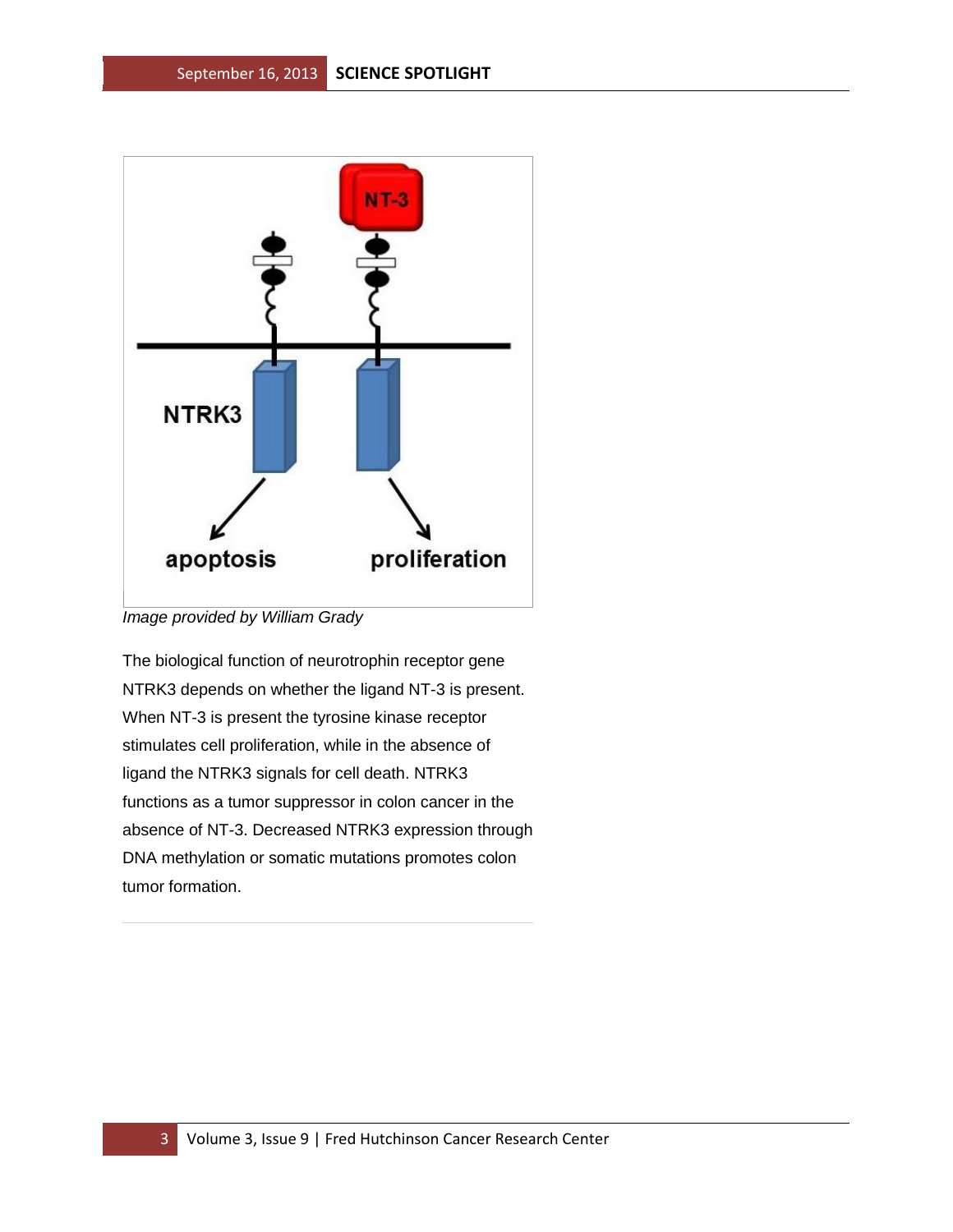NT-3

NTRK3

apoptosis

proliferation

*Image provided by William Grady*

The biological function of neurotrophin receptor gene NTRK3 depends on whether the ligand NT-3 is present. When NT-3 is present the tyrosine kinase receptor stimulates cell proliferation, while in the absence of ligand the NTRK3 signals for cell death. NTRK3 functions as a tumor suppressor in colon cancer in the absence of NT-3. Decreased NTRK3 expression through DNA methylation or somatic mutations promotes colon tumor formation.